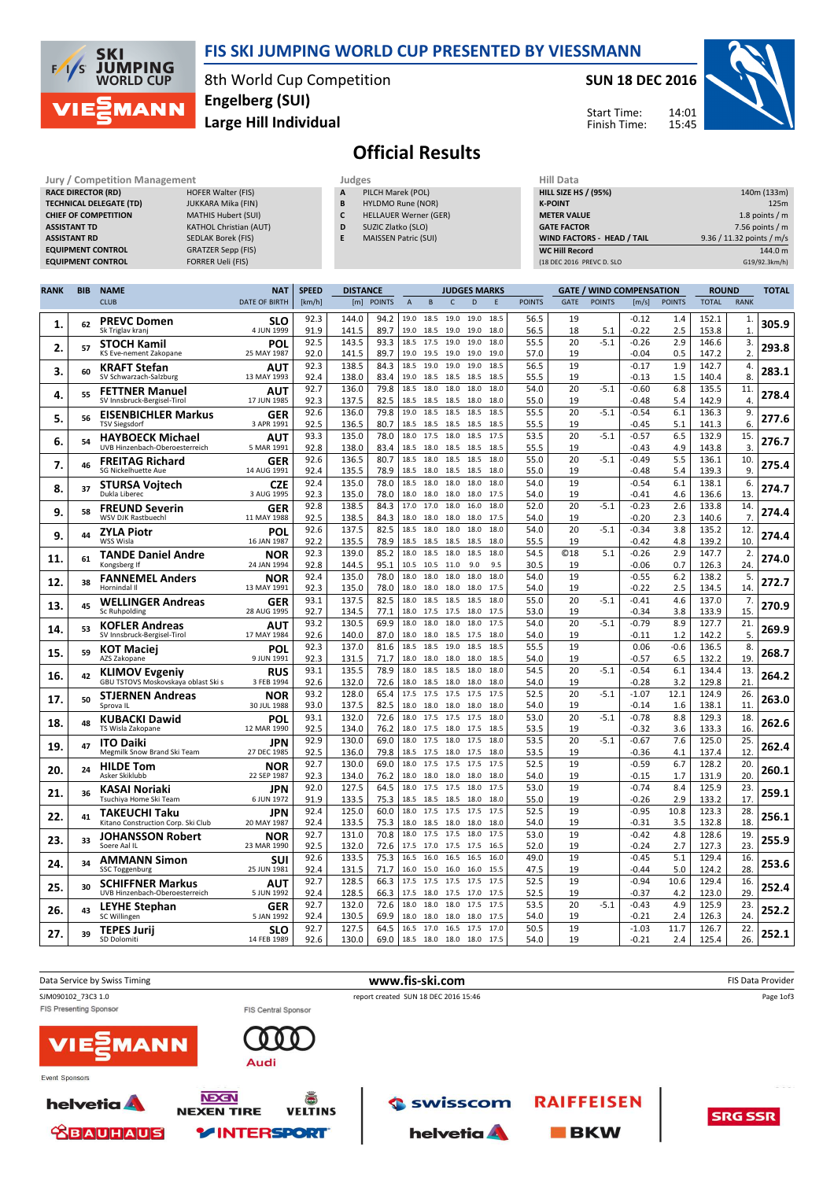# FIS SKI JUMPING WORLD CUP PRESENTED BY VIESSMANN

8th World Cup Competition
**Engelberg (SUI)**
**Large Hill Individual**

**SUN 18 DEC 2016**

Start Time: 14:01
Finish Time: 15:45

## Official Results

| Jury / Competition Management | |
|---|---|
| RACE DIRECTOR (RD) | HOFER Walter (FIS) |
| TECHNICAL DELEGATE (TD) | JUKKARA Mika (FIN) |
| CHIEF OF COMPETITION | MATHIS Hubert (SUI) |
| ASSISTANT TD | KATHOL Christian (AUT) |
| ASSISTANT RD | SEDLAK Borek (FIS) |
| EQUIPMENT CONTROL | GRATZER Sepp (FIS) |
| EQUIPMENT CONTROL | FORRER Ueli (FIS) |

| Judges | |
|---|---|
| A | PILCH Marek (POL) |
| B | HYLDMO Rune (NOR) |
| C | HELLAUER Werner (GER) |
| D | SUZIC Zlatko (SLO) |
| E | MAISSEN Patric (SUI) |

| Hill Data | |
|---|---|
| HILL SIZE HS / (95%) | 140m (133m) |
| K-POINT | 125m |
| METER VALUE | 1.8 points / m |
| GATE FACTOR | 7.56 points / m |
| WIND FACTORS - HEAD / TAIL | 9.36 / 11.32 points / m/s |
| WC Hill Record | 144.0 m |
| (18 DEC 2016 PREVC D. SLO | G19/92.3km/h) |

| RANK | BIB | NAME / CLUB | NAT / DATE OF BIRTH | SPEED [km/h] | DISTANCE [m] | DISTANCE POINTS | A | B | C | D | E | JUDGES POINTS | GATE | GATE POINTS | WIND [m/s] | WIND POINTS | ROUND TOTAL | ROUND RANK | TOTAL |
|---|---|---|---|---|---|---|---|---|---|---|---|---|---|---|---|---|---|---|---|
| 1. | 62 | PREVC Domen | SLO | 92.3 | 144.0 | 94.2 | 19.0 | 18.5 | 19.0 | 19.0 | 18.5 | 56.5 | 19 | | -0.12 | 1.4 | 152.1 | 1. | 305.9 |
| | | Sk Triglav kranj | 4 JUN 1999 | 91.9 | 141.5 | 89.7 | 19.0 | 18.5 | 19.0 | 19.0 | 18.0 | 56.5 | 18 | 5.1 | -0.22 | 2.5 | 153.8 | 1. | |
| 2. | 57 | STOCH Kamil | POL | 92.5 | 143.5 | 93.3 | 18.5 | 17.5 | 19.0 | 19.0 | 18.0 | 55.5 | 20 | -5.1 | -0.26 | 2.9 | 146.6 | 3. | 293.8 |
| | | KS Eve-nement Zakopane | 25 MAY 1987 | 92.0 | 141.5 | 89.7 | 19.0 | 19.5 | 19.0 | 19.0 | 19.0 | 57.0 | 19 | | -0.04 | 0.5 | 147.2 | 2. | |
| 3. | 60 | KRAFT Stefan | AUT | 92.3 | 138.5 | 84.3 | 18.5 | 19.0 | 19.0 | 19.0 | 18.5 | 56.5 | 19 | | -0.17 | 1.9 | 142.7 | 4. | 283.1 |
| | | SV Schwarzach-Salzburg | 13 MAY 1993 | 92.4 | 138.0 | 83.4 | 19.0 | 18.5 | 18.5 | 18.5 | 18.5 | 55.5 | 19 | | -0.13 | 1.5 | 140.4 | 8. | |
| 4. | 55 | FETTNER Manuel | AUT | 92.7 | 136.0 | 79.8 | 18.5 | 18.0 | 18.0 | 18.0 | 18.0 | 54.0 | 20 | -5.1 | -0.60 | 6.8 | 135.5 | 11. | 278.4 |
| | | SV Innsbruck-Bergisel-Tirol | 17 JUN 1985 | 92.3 | 137.5 | 82.5 | 18.5 | 18.5 | 18.0 | 18.5 | 18.0 | 55.0 | 19 | | -0.48 | 5.4 | 142.9 | 4. | |
| 5. | 56 | EISENBICHLER Markus | GER | 92.6 | 136.0 | 79.8 | 19.0 | 18.5 | 18.5 | 18.5 | 18.5 | 55.5 | 20 | -5.1 | -0.54 | 6.1 | 136.3 | 9. | 277.6 |
| | | TSV Siegsdorf | 3 APR 1991 | 92.5 | 136.5 | 80.7 | 18.5 | 18.5 | 18.5 | 18.5 | 18.5 | 55.5 | 19 | | -0.45 | 5.1 | 141.3 | 6. | |
| 6. | 54 | HAYBOECK Michael | AUT | 93.3 | 135.0 | 78.0 | 18.0 | 17.5 | 18.0 | 18.5 | 17.5 | 53.5 | 20 | -5.1 | -0.57 | 6.5 | 132.9 | 15. | 276.7 |
| | | UVB Hinzenbach-Oberoesterreich | 5 MAR 1991 | 92.8 | 138.0 | 83.4 | 18.5 | 18.0 | 18.5 | 18.5 | 18.5 | 55.5 | 19 | | -0.43 | 4.9 | 143.8 | 3. | |
| 7. | 46 | FREITAG Richard | GER | 92.6 | 136.5 | 80.7 | 18.5 | 18.0 | 18.5 | 18.5 | 18.0 | 55.0 | 20 | -5.1 | -0.49 | 5.5 | 136.1 | 10. | 275.4 |
| | | SG Nickelhuette Aue | 14 AUG 1991 | 92.4 | 135.5 | 78.9 | 18.5 | 18.0 | 18.5 | 18.5 | 18.0 | 55.0 | 19 | | -0.48 | 5.4 | 139.3 | 9. | |
| 8. | 37 | STURSA Vojtech | CZE | 92.4 | 135.0 | 78.0 | 18.5 | 18.0 | 18.0 | 18.0 | 18.0 | 54.0 | 19 | | -0.54 | 6.1 | 138.1 | 6. | 274.7 |
| | | Dukla Liberec | 3 AUG 1995 | 92.3 | 135.0 | 78.0 | 18.0 | 18.0 | 18.0 | 18.0 | 17.5 | 54.0 | 19 | | -0.41 | 4.6 | 136.6 | 13. | |
| 9. | 58 | FREUND Severin | GER | 92.8 | 138.5 | 84.3 | 17.0 | 17.0 | 18.0 | 16.0 | 18.0 | 52.0 | 20 | -5.1 | -0.23 | 2.6 | 133.8 | 14. | 274.4 |
| | | WSV DJK Rastbuechl | 11 MAY 1988 | 92.5 | 138.5 | 84.3 | 18.0 | 18.0 | 18.0 | 18.0 | 17.5 | 54.0 | 19 | | -0.20 | 2.3 | 140.6 | 7. | |
| 9. | 44 | ZYLA Piotr | POL | 92.6 | 137.5 | 82.5 | 18.5 | 18.0 | 18.0 | 18.0 | 18.0 | 54.0 | 20 | -5.1 | -0.34 | 3.8 | 135.2 | 12. | 274.4 |
| | | WSS Wisla | 16 JAN 1987 | 92.2 | 135.5 | 78.9 | 18.5 | 18.5 | 18.5 | 18.5 | 18.5 | 55.5 | 19 | | -0.42 | 4.8 | 139.2 | 10. | |
| 11. | 61 | TANDE Daniel Andre | NOR | 92.3 | 139.0 | 85.2 | 18.0 | 18.5 | 18.0 | 18.5 | 18.0 | 54.5 | ©18 | 5.1 | -0.26 | 2.9 | 147.7 | 2. | 274.0 |
| | | Kongsberg If | 24 JAN 1994 | 92.8 | 144.5 | 95.1 | 10.5 | 10.5 | 11.0 | 9.0 | 9.5 | 30.5 | 19 | | -0.06 | 0.7 | 126.3 | 24. | |
| 12. | 38 | FANNEMEL Anders | NOR | 92.4 | 135.0 | 78.0 | 18.0 | 18.0 | 18.0 | 18.0 | 18.0 | 54.0 | 19 | | -0.55 | 6.2 | 138.2 | 5. | 272.7 |
| | | Hornindal Il | 13 MAY 1991 | 92.3 | 135.0 | 78.0 | 18.0 | 18.0 | 18.0 | 18.0 | 17.5 | 54.0 | 19 | | -0.22 | 2.5 | 134.5 | 14. | |
| 13. | 45 | WELLINGER Andreas | GER | 93.1 | 137.5 | 82.5 | 18.0 | 18.5 | 18.5 | 18.5 | 18.0 | 55.0 | 20 | -5.1 | -0.41 | 4.6 | 137.0 | 7. | 270.9 |
| | | Sc Ruhpolding | 28 AUG 1995 | 92.7 | 134.5 | 77.1 | 18.0 | 17.5 | 17.5 | 18.0 | 17.5 | 53.0 | 19 | | -0.34 | 3.8 | 133.9 | 15. | |
| 14. | 53 | KOFLER Andreas | AUT | 93.2 | 130.5 | 69.9 | 18.0 | 18.0 | 18.0 | 18.0 | 17.5 | 54.0 | 20 | -5.1 | -0.79 | 8.9 | 127.7 | 21. | 269.9 |
| | | SV Innsbruck-Bergisel-Tirol | 17 MAY 1984 | 92.6 | 140.0 | 87.0 | 18.0 | 18.0 | 18.5 | 17.5 | 18.0 | 54.0 | 19 | | -0.11 | 1.2 | 142.2 | 5. | |
| 15. | 59 | KOT Maciej | POL | 92.3 | 137.0 | 81.6 | 18.5 | 18.5 | 19.0 | 18.5 | 18.5 | 55.5 | 19 | | 0.06 | -0.6 | 136.5 | 8. | 268.7 |
| | | AZS Zakopane | 9 JUN 1991 | 92.3 | 131.5 | 71.7 | 18.0 | 18.0 | 18.0 | 18.0 | 18.5 | 54.0 | 19 | | -0.57 | 6.5 | 132.2 | 19. | |
| 16. | 42 | KLIMOV Evgeniy | RUS | 93.1 | 135.5 | 78.9 | 18.0 | 18.5 | 18.5 | 18.0 | 18.0 | 54.5 | 20 | -5.1 | -0.54 | 6.1 | 134.4 | 13. | 264.2 |
| | | GBU TSTOVS Moskovskaya oblast Ski s | 3 FEB 1994 | 92.6 | 132.0 | 72.6 | 18.0 | 18.5 | 18.0 | 18.0 | 18.0 | 54.0 | 19 | | -0.28 | 3.2 | 129.8 | 21. | |
| 17. | 50 | STJERNEN Andreas | NOR | 93.2 | 128.0 | 65.4 | 17.5 | 17.5 | 17.5 | 17.5 | 17.5 | 52.5 | 20 | -5.1 | -1.07 | 12.1 | 124.9 | 26. | 263.0 |
| | | Sprova IL | 30 JUL 1988 | 93.0 | 137.5 | 82.5 | 18.0 | 18.0 | 18.0 | 18.0 | 18.0 | 54.0 | 19 | | -0.14 | 1.6 | 138.1 | 11. | |
| 18. | 48 | KUBACKI Dawid | POL | 93.1 | 132.0 | 72.6 | 18.0 | 17.5 | 17.5 | 17.5 | 18.0 | 53.0 | 20 | -5.1 | -0.78 | 8.8 | 129.3 | 18. | 262.6 |
| | | TS Wisla Zakopane | 12 MAR 1990 | 92.5 | 134.0 | 76.2 | 18.0 | 17.5 | 18.0 | 17.5 | 18.5 | 53.5 | 19 | | -0.32 | 3.6 | 133.3 | 16. | |
| 19. | 47 | ITO Daiki | JPN | 92.9 | 130.0 | 69.0 | 18.0 | 17.5 | 18.0 | 17.5 | 18.0 | 53.5 | 20 | -5.1 | -0.67 | 7.6 | 125.0 | 25. | 262.4 |
| | | Megmilk Snow Brand Ski Team | 27 DEC 1985 | 92.5 | 136.0 | 79.8 | 18.5 | 17.5 | 18.0 | 17.5 | 18.0 | 53.5 | 19 | | -0.36 | 4.1 | 137.4 | 12. | |
| 20. | 24 | HILDE Tom | NOR | 92.7 | 130.0 | 69.0 | 18.0 | 17.5 | 17.5 | 17.5 | 17.5 | 52.5 | 19 | | -0.59 | 6.7 | 128.2 | 20. | 260.1 |
| | | Asker Skiklubb | 22 SEP 1987 | 92.3 | 134.0 | 76.2 | 18.0 | 18.0 | 18.0 | 18.0 | 18.0 | 54.0 | 19 | | -0.15 | 1.7 | 131.9 | 20. | |
| 21. | 36 | KASAI Noriaki | JPN | 92.0 | 127.5 | 64.5 | 18.0 | 17.5 | 17.5 | 18.0 | 17.5 | 53.0 | 19 | | -0.74 | 8.4 | 125.9 | 23. | 259.1 |
| | | Tsuchiya Home Ski Team | 6 JUN 1972 | 91.9 | 133.5 | 75.3 | 18.5 | 18.5 | 18.5 | 18.0 | 18.0 | 55.0 | 19 | | -0.26 | 2.9 | 133.2 | 17. | |
| 22. | 41 | TAKEUCHI Taku | JPN | 92.4 | 125.0 | 60.0 | 18.0 | 17.5 | 17.5 | 17.5 | 17.5 | 52.5 | 19 | | -0.95 | 10.8 | 123.3 | 28. | 256.1 |
| | | Kitano Construction Corp. Ski Club | 20 MAY 1987 | 92.4 | 133.5 | 75.3 | 18.0 | 18.5 | 18.0 | 18.0 | 18.0 | 54.0 | 19 | | -0.31 | 3.5 | 132.8 | 18. | |
| 23. | 33 | JOHANSSON Robert | NOR | 92.7 | 131.0 | 70.8 | 18.0 | 17.5 | 17.5 | 18.0 | 17.5 | 53.0 | 19 | | -0.42 | 4.8 | 128.6 | 19. | 255.9 |
| | | Soere Aal IL | 23 MAR 1990 | 92.5 | 132.0 | 72.6 | 17.5 | 17.0 | 17.5 | 17.5 | 16.5 | 52.0 | 19 | | -0.24 | 2.7 | 127.3 | 23. | |
| 24. | 34 | AMMANN Simon | SUI | 92.6 | 133.5 | 75.3 | 16.5 | 16.0 | 16.5 | 16.5 | 16.0 | 49.0 | 19 | | -0.45 | 5.1 | 129.4 | 16. | 253.6 |
| | | SSC Toggenburg | 25 JUN 1981 | 92.4 | 131.5 | 71.7 | 16.0 | 15.0 | 16.0 | 16.0 | 15.5 | 47.5 | 19 | | -0.44 | 5.0 | 124.2 | 28. | |
| 25. | 30 | SCHIFFNER Markus | AUT | 92.7 | 128.5 | 66.3 | 17.5 | 17.5 | 17.5 | 17.5 | 17.5 | 52.5 | 19 | | -0.94 | 10.6 | 129.4 | 16. | 252.4 |
| | | UVB Hinzenbach-Oberoesterreich | 5 JUN 1992 | 92.4 | 128.5 | 66.3 | 17.5 | 18.0 | 17.5 | 17.0 | 17.5 | 52.5 | 19 | | -0.37 | 4.2 | 123.0 | 29. | |
| 26. | 43 | LEYHE Stephan | GER | 92.7 | 132.0 | 72.6 | 18.0 | 18.0 | 18.0 | 17.5 | 17.5 | 53.5 | 20 | -5.1 | -0.43 | 4.9 | 125.9 | 23. | 252.2 |
| | | SC Willingen | 5 JAN 1992 | 92.4 | 130.5 | 69.9 | 18.0 | 18.0 | 18.0 | 18.0 | 17.5 | 54.0 | 19 | | -0.21 | 2.4 | 126.3 | 24. | |
| 27. | 39 | TEPES Jurij | SLO | 92.7 | 127.5 | 64.5 | 16.5 | 17.0 | 16.5 | 17.5 | 17.0 | 50.5 | 19 | | -1.03 | 11.7 | 126.7 | 22. | 252.1 |
| | | SD Dolomiti | 14 FEB 1989 | 92.6 | 130.0 | 69.0 | 18.5 | 18.0 | 18.0 | 18.0 | 17.5 | 54.0 | 19 | | -0.21 | 2.4 | 125.4 | 26. | |

Data Service by Swiss Timing — www.fis-ski.com — FIS Data Provider

SJM090102_73C3 1.0 — report created SUN 18 DEC 2016 15:46

FIS Presenting Sponsor: VIESSMANN — FIS Central Sponsor: Audi

Event Sponsors: helvetia, NEXEN TIRE, VELTINS, swisscom, RAIFFEISEN, SRG SSR, BAUHAUS, INTERSPORT, helvetia, BKW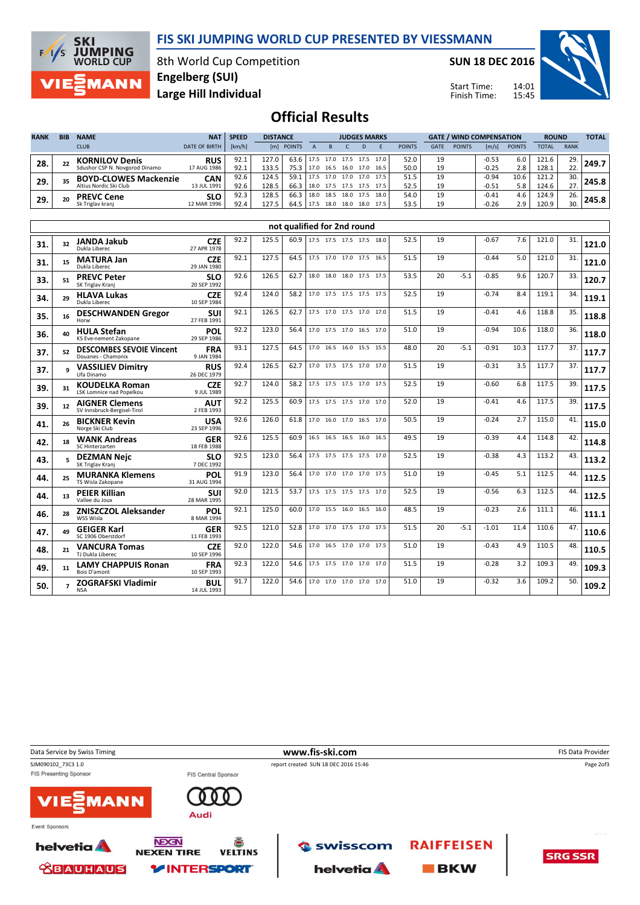# FIS SKI JUMPING WORLD CUP PRESENTED BY VIESSMANN

8th World Cup Competition
Engelberg (SUI)
Large Hill Individual

SUN 18 DEC 2016

Start Time: 14:01
Finish Time: 15:45

## Official Results

| RANK | BIB | NAME / CLUB | NAT / DATE OF BIRTH | SPEED [km/h] | DISTANCE [m] | DISTANCE POINTS | A | B | C | D | E | JUDGES POINTS | GATE | GATE POINTS | WIND [m/s] | WIND POINTS | ROUND TOTAL | ROUND RANK | TOTAL |
|---|---|---|---|---|---|---|---|---|---|---|---|---|---|---|---|---|---|---|---|
| 28. | 22 | **KORNILOV Denis** Sdushor CSP N. Novgorod Dinamo | RUS 17 AUG 1986 | 92.1 | 127.0 | 63.6 | 17.5 | 17.0 | 17.5 | 17.5 | 17.0 | 52.0 | 19 | | -0.53 | 6.0 | 121.6 | 29. | 249.7 |
| | | | | 92.1 | 133.5 | 75.3 | 17.0 | 16.5 | 16.0 | 17.0 | 16.5 | 50.0 | 19 | | -0.25 | 2.8 | 128.1 | 22. | |
| 29. | 35 | **BOYD-CLOWES Mackenzie** Altius Nordic Ski Club | CAN 13 JUL 1991 | 92.6 | 124.5 | 59.1 | 17.5 | 17.0 | 17.0 | 17.0 | 17.5 | 51.5 | 19 | | -0.94 | 10.6 | 121.2 | 30. | 245.8 |
| | | | | 92.6 | 128.5 | 66.3 | 18.0 | 17.5 | 17.5 | 17.5 | 17.5 | 52.5 | 19 | | -0.51 | 5.8 | 124.6 | 27. | |
| 29. | 20 | **PREVC Cene** Sk Triglav kranj | SLO 12 MAR 1996 | 92.3 | 128.5 | 66.3 | 18.0 | 18.5 | 18.0 | 17.5 | 18.0 | 54.0 | 19 | | -0.41 | 4.6 | 124.9 | 26. | 245.8 |
| | | | | 92.4 | 127.5 | 64.5 | 17.5 | 18.0 | 18.0 | 18.0 | 17.5 | 53.5 | 19 | | -0.26 | 2.9 | 120.9 | 30. | |

### not qualified for 2nd round

| RANK | BIB | NAME / CLUB | NAT / DATE OF BIRTH | SPEED [km/h] | DISTANCE [m] | DISTANCE POINTS | A | B | C | D | E | JUDGES POINTS | GATE | GATE POINTS | WIND [m/s] | WIND POINTS | ROUND TOTAL | ROUND RANK | TOTAL |
|---|---|---|---|---|---|---|---|---|---|---|---|---|---|---|---|---|---|---|---|
| 31. | 32 | **JANDA Jakub** Dukla Liberec | CZE 27 APR 1978 | 92.2 | 125.5 | 60.9 | 17.5 | 17.5 | 17.5 | 17.5 | 18.0 | 52.5 | 19 | | -0.67 | 7.6 | 121.0 | 31. | 121.0 |
| 31. | 15 | **MATURA Jan** Dukla Liberec | CZE 29 JAN 1980 | 92.1 | 127.5 | 64.5 | 17.5 | 17.0 | 17.0 | 17.5 | 16.5 | 51.5 | 19 | | -0.44 | 5.0 | 121.0 | 31. | 121.0 |
| 33. | 51 | **PREVC Peter** SK Triglav Kranj | SLO 20 SEP 1992 | 92.6 | 126.5 | 62.7 | 18.0 | 18.0 | 18.0 | 17.5 | 17.5 | 53.5 | 20 | -5.1 | -0.85 | 9.6 | 120.7 | 33. | 120.7 |
| 34. | 29 | **HLAVA Lukas** Dukla Liberec | CZE 10 SEP 1984 | 92.4 | 124.0 | 58.2 | 17.0 | 17.5 | 17.5 | 17.5 | 17.5 | 52.5 | 19 | | -0.74 | 8.4 | 119.1 | 34. | 119.1 |
| 35. | 16 | **DESCHWANDEN Gregor** Horw | SUI 27 FEB 1991 | 92.1 | 126.5 | 62.7 | 17.5 | 17.0 | 17.5 | 17.0 | 17.0 | 51.5 | 19 | | -0.41 | 4.6 | 118.8 | 35. | 118.8 |
| 36. | 40 | **HULA Stefan** KS Eve-nement Zakopane | POL 29 SEP 1986 | 92.2 | 123.0 | 56.4 | 17.0 | 17.5 | 17.0 | 16.5 | 17.0 | 51.0 | 19 | | -0.94 | 10.6 | 118.0 | 36. | 118.0 |
| 37. | 52 | **DESCOMBES SEVOIE Vincent** Douanes - Chamonix | FRA 9 JAN 1984 | 93.1 | 127.5 | 64.5 | 17.0 | 16.5 | 16.0 | 15.5 | 15.5 | 48.0 | 20 | -5.1 | -0.91 | 10.3 | 117.7 | 37. | 117.7 |
| 37. | 9 | **VASSILIEV Dimitry** Ufa Dinamo | RUS 26 DEC 1979 | 92.4 | 126.5 | 62.7 | 17.0 | 17.5 | 17.5 | 17.0 | 17.0 | 51.5 | 19 | | -0.31 | 3.5 | 117.7 | 37. | 117.7 |
| 39. | 31 | **KOUDELKA Roman** LSK Lomnice nad Popelkou | CZE 9 JUL 1989 | 92.7 | 124.0 | 58.2 | 17.5 | 17.5 | 17.5 | 17.0 | 17.5 | 52.5 | 19 | | -0.60 | 6.8 | 117.5 | 39. | 117.5 |
| 39. | 12 | **AIGNER Clemens** SV Innsbruck-Bergisel-Tirol | AUT 2 FEB 1993 | 92.2 | 125.5 | 60.9 | 17.5 | 17.5 | 17.5 | 17.0 | 17.0 | 52.0 | 19 | | -0.41 | 4.6 | 117.5 | 39. | 117.5 |
| 41. | 26 | **BICKNER Kevin** Norge Ski Club | USA 23 SEP 1996 | 92.6 | 126.0 | 61.8 | 17.0 | 16.0 | 17.0 | 16.5 | 17.0 | 50.5 | 19 | | -0.24 | 2.7 | 115.0 | 41. | 115.0 |
| 42. | 18 | **WANK Andreas** SC Hinterzarten | GER 18 FEB 1988 | 92.6 | 125.5 | 60.9 | 16.5 | 16.5 | 16.5 | 16.0 | 16.5 | 49.5 | 19 | | -0.39 | 4.4 | 114.8 | 42. | 114.8 |
| 43. | 5 | **DEZMAN Nejc** SK Triglav Kranj | SLO 7 DEC 1992 | 92.5 | 123.0 | 56.4 | 17.5 | 17.5 | 17.5 | 17.5 | 17.0 | 52.5 | 19 | | -0.38 | 4.3 | 113.2 | 43. | 113.2 |
| 44. | 25 | **MURANKA Klemens** TS Wisla Zakopane | POL 31 AUG 1994 | 91.9 | 123.0 | 56.4 | 17.0 | 17.0 | 17.0 | 17.0 | 17.5 | 51.0 | 19 | | -0.45 | 5.1 | 112.5 | 44. | 112.5 |
| 44. | 13 | **PEIER Killian** Vallee du Joux | SUI 28 MAR 1995 | 92.0 | 121.5 | 53.7 | 17.5 | 17.5 | 17.5 | 17.5 | 17.0 | 52.5 | 19 | | -0.56 | 6.3 | 112.5 | 44. | 112.5 |
| 46. | 28 | **ZNISZCZOL Aleksander** WSS Wisla | POL 8 MAR 1994 | 92.1 | 125.0 | 60.0 | 17.0 | 15.5 | 16.0 | 16.5 | 16.0 | 48.5 | 19 | | -0.23 | 2.6 | 111.1 | 46. | 111.1 |
| 47. | 49 | **GEIGER Karl** SC 1906 Oberstdorf | GER 11 FEB 1993 | 92.5 | 121.0 | 52.8 | 17.0 | 17.0 | 17.5 | 17.0 | 17.5 | 51.5 | 20 | -5.1 | -1.01 | 11.4 | 110.6 | 47. | 110.6 |
| 48. | 21 | **VANCURA Tomas** TJ Dukla Liberec | CZE 10 SEP 1996 | 92.0 | 122.0 | 54.6 | 17.0 | 16.5 | 17.0 | 17.0 | 17.5 | 51.0 | 19 | | -0.43 | 4.9 | 110.5 | 48. | 110.5 |
| 49. | 11 | **LAMY CHAPPUIS Ronan** Bois D'amont | FRA 10 SEP 1993 | 92.3 | 122.0 | 54.6 | 17.5 | 17.5 | 17.0 | 17.0 | 17.0 | 51.5 | 19 | | -0.28 | 3.2 | 109.3 | 49. | 109.3 |
| 50. | 7 | **ZOGRAFSKI Vladimir** NSA | BUL 14 JUL 1993 | 91.7 | 122.0 | 54.6 | 17.0 | 17.0 | 17.0 | 17.0 | 17.0 | 51.0 | 19 | | -0.32 | 3.6 | 109.2 | 50. | 109.2 |

Data Service by Swiss Timing | www.fis-ski.com | FIS Data Provider

SJM090102_73C3 1.0 | report created SUN 18 DEC 2016 15:46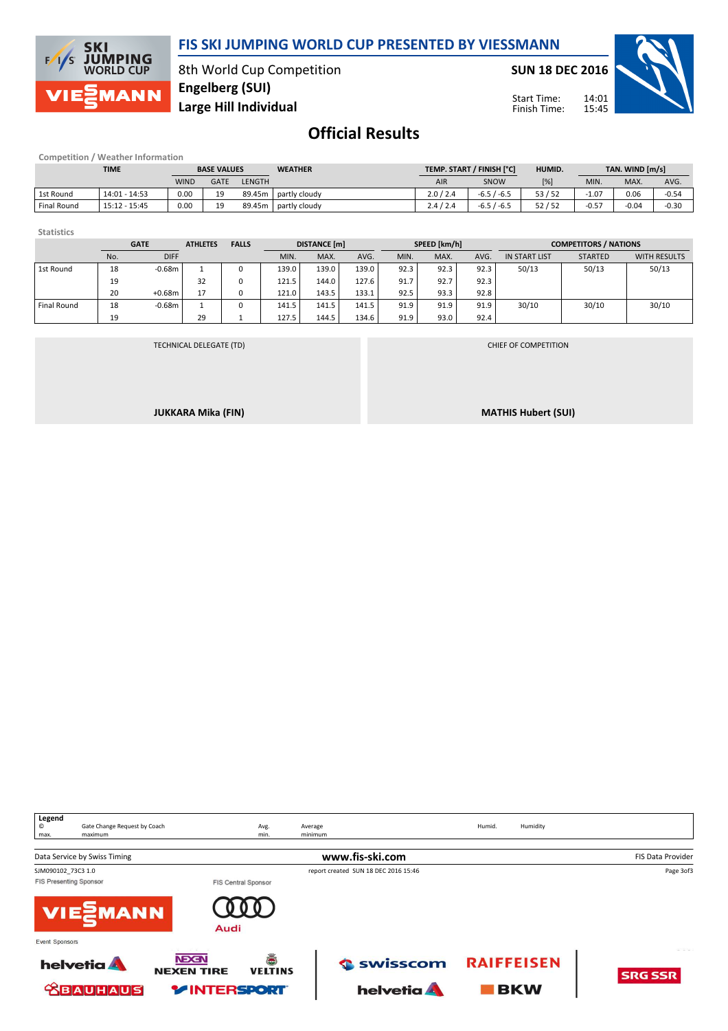# FIS SKI JUMPING WORLD CUP PRESENTED BY VIESSMANN

8th World Cup Competition
**Engelberg (SUI)**
**Large Hill Individual**

**SUN 18 DEC 2016**

Start Time: 14:01
Finish Time: 15:45

## Official Results

**Competition / Weather Information**

| | TIME | BASE VALUES | | | WEATHER | TEMP. START / FINISH [°C] | | HUMID. | TAN. WIND [m/s] | | |
|---|---|---|---|---|---|---|---|---|---|---|---|
| | | WIND | GATE | LENGTH | | AIR | SNOW | [%] | MIN. | MAX. | AVG. |
| 1st Round | 14:01 - 14:53 | 0.00 | 19 | 89.45m | partly cloudy | 2.0 / 2.4 | -6.5 / -6.5 | 53 / 52 | -1.07 | 0.06 | -0.54 |
| Final Round | 15:12 - 15:45 | 0.00 | 19 | 89.45m | partly cloudy | 2.4 / 2.4 | -6.5 / -6.5 | 52 / 52 | -0.57 | -0.04 | -0.30 |

**Statistics**

| | GATE | | ATHLETES | FALLS | DISTANCE [m] | | | SPEED [km/h] | | | COMPETITORS / NATIONS | | |
|---|---|---|---|---|---|---|---|---|---|---|---|---|---|
| | No. | DIFF | | | MIN. | MAX. | AVG. | MIN. | MAX. | AVG. | IN START LIST | STARTED | WITH RESULTS |
| 1st Round | 18 | -0.68m | 1 | 0 | 139.0 | 139.0 | 139.0 | 92.3 | 92.3 | 92.3 | 50/13 | 50/13 | 50/13 |
| | 19 | | 32 | 0 | 121.5 | 144.0 | 127.6 | 91.7 | 92.7 | 92.3 | | | |
| | 20 | +0.68m | 17 | 0 | 121.0 | 143.5 | 133.1 | 92.5 | 93.3 | 92.8 | | | |
| Final Round | 18 | -0.68m | 1 | 0 | 141.5 | 141.5 | 141.5 | 91.9 | 91.9 | 91.9 | 30/10 | 30/10 | 30/10 |
| | 19 | | 29 | 1 | 127.5 | 144.5 | 134.6 | 91.9 | 93.0 | 92.4 | | | |

TECHNICAL DELEGATE (TD)

**JUKKARA Mika (FIN)**

CHIEF OF COMPETITION

**MATHIS Hubert (SUI)**

**Legend**

| | | | | | |
|---|---|---|---|---|---|
| © | Gate Change Request by Coach | Avg. | Average | Humid. | Humidity |
| max. | maximum | min. | minimum | | |

Data Service by Swiss Timing — www.fis-ski.com — FIS Data Provider

SJM090102_73C3 1.0 — report created SUN 18 DEC 2016 15:46

FIS Presenting Sponsor: VIESSMANN — FIS Central Sponsor: Audi

Event Sponsors: helvetia, NEXEN TIRE, VELTINS, swisscom, RAIFFEISEN, SRG SSR, BAUHAUS, INTERSPORT, helvetia, BKW